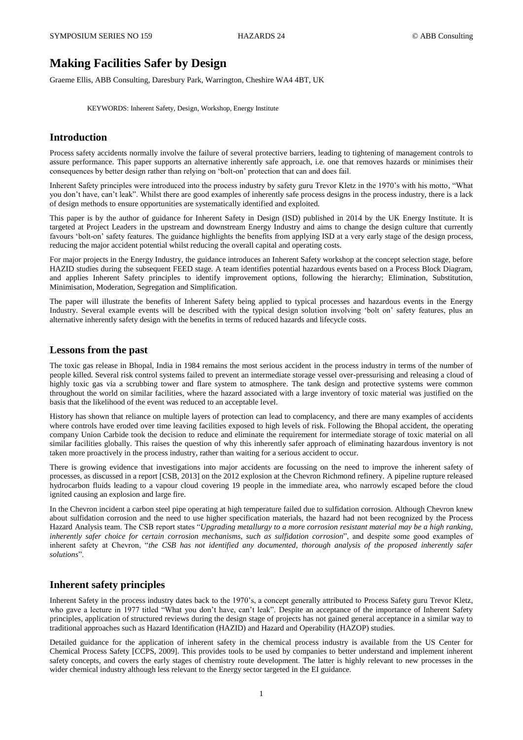# Making Facilities Safer by Design

Graeme Ellis, ABB Consulting, Daresbury Park, Warrington, Cheshire WA4 4BT, UK

KEYWORDS: Inherent Safety, Design, Workshop, Energy Institute

## Introduction

Process safety accidents normally involve the failure of several protective barriers, leading to tightening of management controls to assure performance. This paper supports an alternative inherently safe approach, i.e. one that removes hazards or minimises their consequences by better design rather than relying on 'bolt-on' protection that can and does fail.

Inherent Safety principles were introduced into the process industry by safety guru Trevor Kletz in the 1970's with his motto, "What you don't have, can't leak". Whilst there are good examples of inherently safe process designs in the process industry, there is a lack of design methods to ensure opportunities are systematically identified and exploited.

This paper is by the author of guidance for Inherent Safety in Design (ISD) published in 2014 by the UK Energy Institute. It is targeted at Project Leaders in the upstream and downstream Energy Industry and aims to change the design culture that currently favours 'bolt-on' safety features. The guidance highlights the benefits from applying ISD at a very early stage of the design process, reducing the major accident potential whilst reducing the overall capital and operating costs.

For major projects in the Energy Industry, the guidance introduces an Inherent Safety workshop at the concept selection stage, before HAZID studies during the subsequent FEED stage. A team identifies potential hazardous events based on a Process Block Diagram, and applies Inherent Safety principles to identify improvement options, following the hierarchy; Elimination, Substitution, Minimisation, Moderation, Segregation and Simplification.

The paper will illustrate the benefits of Inherent Safety being applied to typical processes and hazardous events in the Energy Industry. Several example events will be described with the typical design solution involving 'bolt on' safety features, plus an alternative inherently safety design with the benefits in terms of reduced hazards and lifecycle costs.

## Lessons from the past

The toxic gas release in Bhopal, India in 1984 remains the most serious accident in the process industry in terms of the number of people killed. Several risk control systems failed to prevent an intermediate storage vessel over-pressurising and releasing a cloud of highly toxic gas via a scrubbing tower and flare system to atmosphere. The tank design and protective systems were common throughout the world on similar facilities, where the hazard associated with a large inventory of toxic material was justified on the basis that the likelihood of the event was reduced to an acceptable level.

History has shown that reliance on multiple layers of protection can lead to complacency, and there are many examples of accidents where controls have eroded over time leaving facilities exposed to high levels of risk. Following the Bhopal accident, the operating company Union Carbide took the decision to reduce and eliminate the requirement for intermediate storage of toxic material on all similar facilities globally. This raises the question of why this inherently safer approach of eliminating hazardous inventory is not taken more proactively in the process industry, rather than waiting for a serious accident to occur.

There is growing evidence that investigations into major accidents are focussing on the need to improve the inherent safety of processes, as discussed in a report [CSB, 2013] on the 2012 explosion at the Chevron Richmond refinery. A pipeline rupture released hydrocarbon fluids leading to a vapour cloud covering 19 people in the immediate area, who narrowly escaped before the cloud ignited causing an explosion and large fire.

In the Chevron incident a carbon steel pipe operating at high temperature failed due to sulfidation corrosion. Although Chevron knew about sulfidation corrosion and the need to use higher specification materials, the hazard had not been recognized by the Process Hazard Analysis team. The CSB report states "*Upgrading metallurgy to a more corrosion resistant material may be a high ranking, inherently safer choice for certain corrosion mechanisms, such as sulfidation corrosion*", and despite some good examples of inherent safety at Chevron, "*the CSB has not identified any documented, thorough analysis of the proposed inherently safer solutions*".

## Inherent safety principles

Inherent Safety in the process industry dates back to the 1970's, a concept generally attributed to Process Safety guru Trevor Kletz, who gave a lecture in 1977 titled "What you don't have, can't leak". Despite an acceptance of the importance of Inherent Safety principles, application of structured reviews during the design stage of projects has not gained general acceptance in a similar way to traditional approaches such as Hazard Identification (HAZID) and Hazard and Operability (HAZOP) studies.

Detailed guidance for the application of inherent safety in the chemical process industry is available from the US Center for Chemical Process Safety [CCPS, 2009]. This provides tools to be used by companies to better understand and implement inherent safety concepts, and covers the early stages of chemistry route development. The latter is highly relevant to new processes in the wider chemical industry although less relevant to the Energy sector targeted in the EI guidance.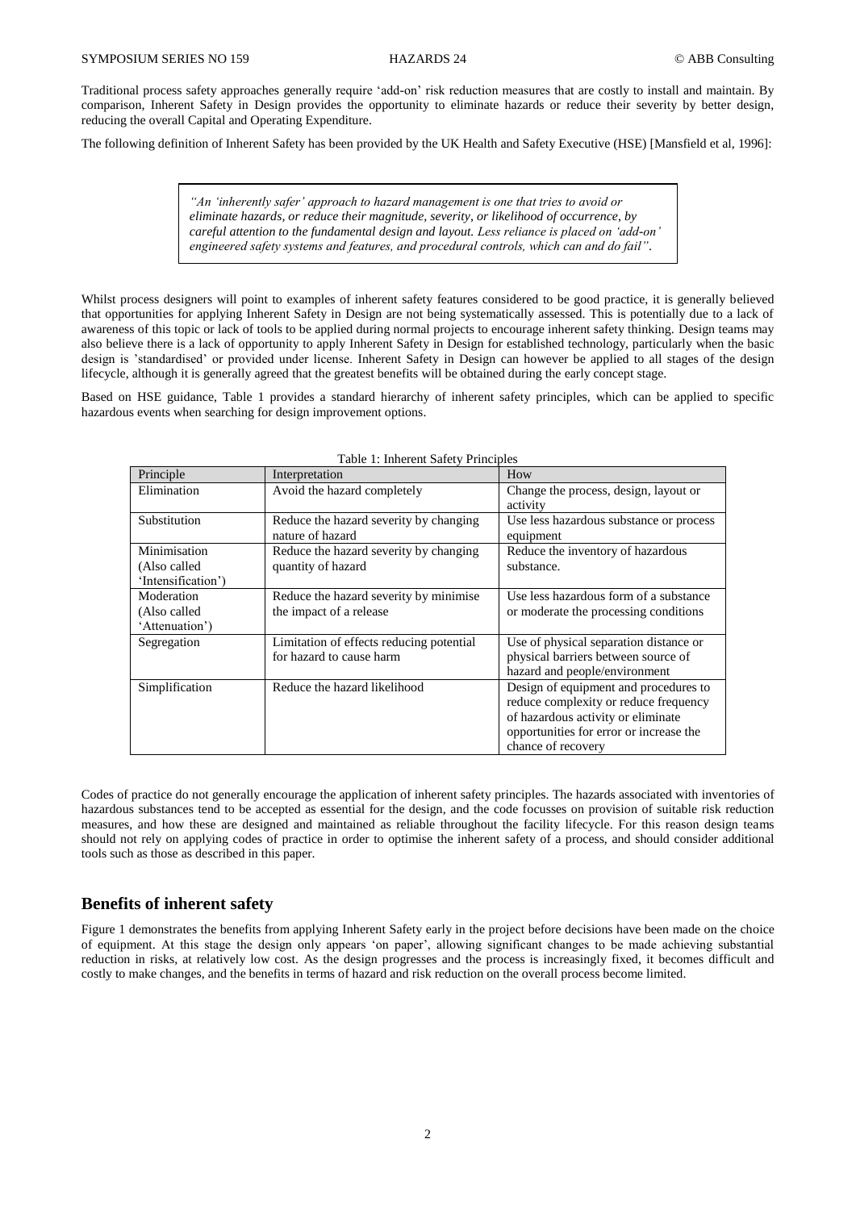Traditional process safety approaches generally require 'add-on' risk reduction measures that are costly to install and maintain. By comparison, Inherent Safety in Design provides the opportunity to eliminate hazards or reduce their severity by better design, reducing the overall Capital and Operating Expenditure.

The following definition of Inherent Safety has been provided by the UK Health and Safety Executive (HSE) [Mansfield et al, 1996]:

> *"An 'inherently safer' approach to hazard management is one that tries to avoid or eliminate hazards, or reduce their magnitude, severity, or likelihood of occurrence, by careful attention to the fundamental design and layout. Less reliance is placed on 'add-on' engineered safety systems and features, and procedural controls, which can and do fail".*

Whilst process designers will point to examples of inherent safety features considered to be good practice, it is generally believed that opportunities for applying Inherent Safety in Design are not being systematically assessed. This is potentially due to a lack of awareness of this topic or lack of tools to be applied during normal projects to encourage inherent safety thinking. Design teams may also believe there is a lack of opportunity to apply Inherent Safety in Design for established technology, particularly when the basic design is 'standardised' or provided under license. Inherent Safety in Design can however be applied to all stages of the design lifecycle, although it is generally agreed that the greatest benefits will be obtained during the early concept stage.

Based on HSE guidance, Table 1 provides a standard hierarchy of inherent safety principles, which can be applied to specific hazardous events when searching for design improvement options.

Table 1: Inherent Safety Principles

| Principle | Interpretation | How |
|---|---|---|
| Elimination | Avoid the hazard completely | Change the process, design, layout or activity |
| Substitution | Reduce the hazard severity by changing nature of hazard | Use less hazardous substance or process equipment |
| Minimisation (Also called 'Intensification') | Reduce the hazard severity by changing quantity of hazard | Reduce the inventory of hazardous substance. |
| Moderation (Also called 'Attenuation') | Reduce the hazard severity by minimise the impact of a release | Use less hazardous form of a substance or moderate the processing conditions |
| Segregation | Limitation of effects reducing potential for hazard to cause harm | Use of physical separation distance or physical barriers between source of hazard and people/environment |
| Simplification | Reduce the hazard likelihood | Design of equipment and procedures to reduce complexity or reduce frequency of hazardous activity or eliminate opportunities for error or increase the chance of recovery |

Codes of practice do not generally encourage the application of inherent safety principles. The hazards associated with inventories of hazardous substances tend to be accepted as essential for the design, and the code focusses on provision of suitable risk reduction measures, and how these are designed and maintained as reliable throughout the facility lifecycle. For this reason design teams should not rely on applying codes of practice in order to optimise the inherent safety of a process, and should consider additional tools such as those as described in this paper.

## Benefits of inherent safety

Figure 1 demonstrates the benefits from applying Inherent Safety early in the project before decisions have been made on the choice of equipment. At this stage the design only appears 'on paper', allowing significant changes to be made achieving substantial reduction in risks, at relatively low cost. As the design progresses and the process is increasingly fixed, it becomes difficult and costly to make changes, and the benefits in terms of hazard and risk reduction on the overall process become limited.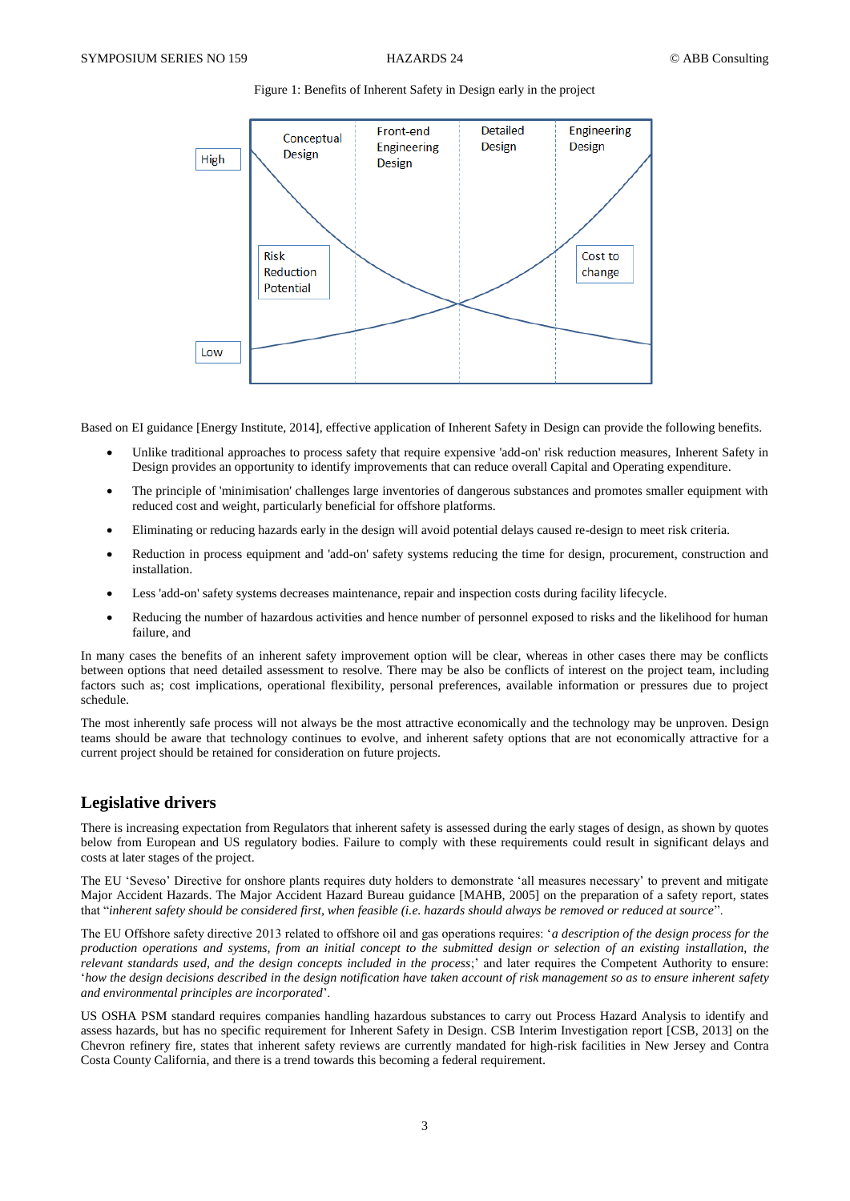Figure 1: Benefits of Inherent Safety in Design early in the project

Based on EI guidance [Energy Institute, 2014], effective application of Inherent Safety in Design can provide the following benefits.

- Unlike traditional approaches to process safety that require expensive 'add-on' risk reduction measures, Inherent Safety in Design provides an opportunity to identify improvements that can reduce overall Capital and Operating expenditure.
- The principle of 'minimisation' challenges large inventories of dangerous substances and promotes smaller equipment with reduced cost and weight, particularly beneficial for offshore platforms.
- Eliminating or reducing hazards early in the design will avoid potential delays caused re-design to meet risk criteria.
- Reduction in process equipment and 'add-on' safety systems reducing the time for design, procurement, construction and installation.
- Less 'add-on' safety systems decreases maintenance, repair and inspection costs during facility lifecycle.
- Reducing the number of hazardous activities and hence number of personnel exposed to risks and the likelihood for human failure, and

In many cases the benefits of an inherent safety improvement option will be clear, whereas in other cases there may be conflicts between options that need detailed assessment to resolve. There may be also be conflicts of interest on the project team, including factors such as; cost implications, operational flexibility, personal preferences, available information or pressures due to project schedule.

The most inherently safe process will not always be the most attractive economically and the technology may be unproven. Design teams should be aware that technology continues to evolve, and inherent safety options that are not economically attractive for a current project should be retained for consideration on future projects.

## Legislative drivers

There is increasing expectation from Regulators that inherent safety is assessed during the early stages of design, as shown by quotes below from European and US regulatory bodies. Failure to comply with these requirements could result in significant delays and costs at later stages of the project.

The EU 'Seveso' Directive for onshore plants requires duty holders to demonstrate 'all measures necessary' to prevent and mitigate Major Accident Hazards. The Major Accident Hazard Bureau guidance [MAHB, 2005] on the preparation of a safety report, states that "*inherent safety should be considered first, when feasible (i.e. hazards should always be removed or reduced at source*".

The EU Offshore safety directive 2013 related to offshore oil and gas operations requires: '*a description of the design process for the production operations and systems, from an initial concept to the submitted design or selection of an existing installation, the relevant standards used, and the design concepts included in the process*;' and later requires the Competent Authority to ensure: '*how the design decisions described in the design notification have taken account of risk management so as to ensure inherent safety and environmental principles are incorporated*'.

US OSHA PSM standard requires companies handling hazardous substances to carry out Process Hazard Analysis to identify and assess hazards, but has no specific requirement for Inherent Safety in Design. CSB Interim Investigation report [CSB, 2013] on the Chevron refinery fire, states that inherent safety reviews are currently mandated for high-risk facilities in New Jersey and Contra Costa County California, and there is a trend towards this becoming a federal requirement.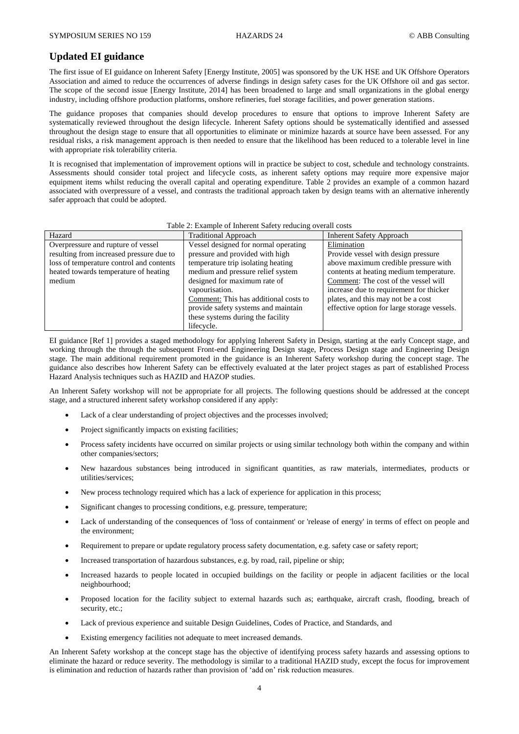## Updated EI guidance

The first issue of EI guidance on Inherent Safety [Energy Institute, 2005] was sponsored by the UK HSE and UK Offshore Operators Association and aimed to reduce the occurrences of adverse findings in design safety cases for the UK Offshore oil and gas sector. The scope of the second issue [Energy Institute, 2014] has been broadened to large and small organizations in the global energy industry, including offshore production platforms, onshore refineries, fuel storage facilities, and power generation stations.

The guidance proposes that companies should develop procedures to ensure that options to improve Inherent Safety are systematically reviewed throughout the design lifecycle. Inherent Safety options should be systematically identified and assessed throughout the design stage to ensure that all opportunities to eliminate or minimize hazards at source have been assessed. For any residual risks, a risk management approach is then needed to ensure that the likelihood has been reduced to a tolerable level in line with appropriate risk tolerability criteria.

It is recognised that implementation of improvement options will in practice be subject to cost, schedule and technology constraints. Assessments should consider total project and lifecycle costs, as inherent safety options may require more expensive major equipment items whilst reducing the overall capital and operating expenditure. Table 2 provides an example of a common hazard associated with overpressure of a vessel, and contrasts the traditional approach taken by design teams with an alternative inherently safer approach that could be adopted.

Table 2: Example of Inherent Safety reducing overall costs

| Hazard | Traditional Approach | Inherent Safety Approach |
|---|---|---|
| Overpressure and rupture of vessel resulting from increased pressure due to loss of temperature control and contents heated towards temperature of heating medium | Vessel designed for normal operating pressure and provided with high temperature trip isolating heating medium and pressure relief system designed for maximum rate of vapourisation.<br>Comment: This has additional costs to provide safety systems and maintain these systems during the facility lifecycle. | Elimination<br>Provide vessel with design pressure above maximum credible pressure with contents at heating medium temperature.<br>Comment: The cost of the vessel will increase due to requirement for thicker plates, and this may not be a cost effective option for large storage vessels. |

EI guidance [Ref 1] provides a staged methodology for applying Inherent Safety in Design, starting at the early Concept stage, and working through the through the subsequent Front-end Engineering Design stage, Process Design stage and Engineering Design stage. The main additional requirement promoted in the guidance is an Inherent Safety workshop during the concept stage. The guidance also describes how Inherent Safety can be effectively evaluated at the later project stages as part of established Process Hazard Analysis techniques such as HAZID and HAZOP studies.

An Inherent Safety workshop will not be appropriate for all projects. The following questions should be addressed at the concept stage, and a structured inherent safety workshop considered if any apply:

- Lack of a clear understanding of project objectives and the processes involved;
- Project significantly impacts on existing facilities;
- Process safety incidents have occurred on similar projects or using similar technology both within the company and within other companies/sectors;
- New hazardous substances being introduced in significant quantities, as raw materials, intermediates, products or utilities/services;
- New process technology required which has a lack of experience for application in this process;
- Significant changes to processing conditions, e.g. pressure, temperature;
- Lack of understanding of the consequences of 'loss of containment' or 'release of energy' in terms of effect on people and the environment;
- Requirement to prepare or update regulatory process safety documentation, e.g. safety case or safety report;
- Increased transportation of hazardous substances, e.g. by road, rail, pipeline or ship;
- Increased hazards to people located in occupied buildings on the facility or people in adjacent facilities or the local neighbourhood;
- Proposed location for the facility subject to external hazards such as; earthquake, aircraft crash, flooding, breach of security, etc.;
- Lack of previous experience and suitable Design Guidelines, Codes of Practice, and Standards, and
- Existing emergency facilities not adequate to meet increased demands.

An Inherent Safety workshop at the concept stage has the objective of identifying process safety hazards and assessing options to eliminate the hazard or reduce severity. The methodology is similar to a traditional HAZID study, except the focus for improvement is elimination and reduction of hazards rather than provision of 'add on' risk reduction measures.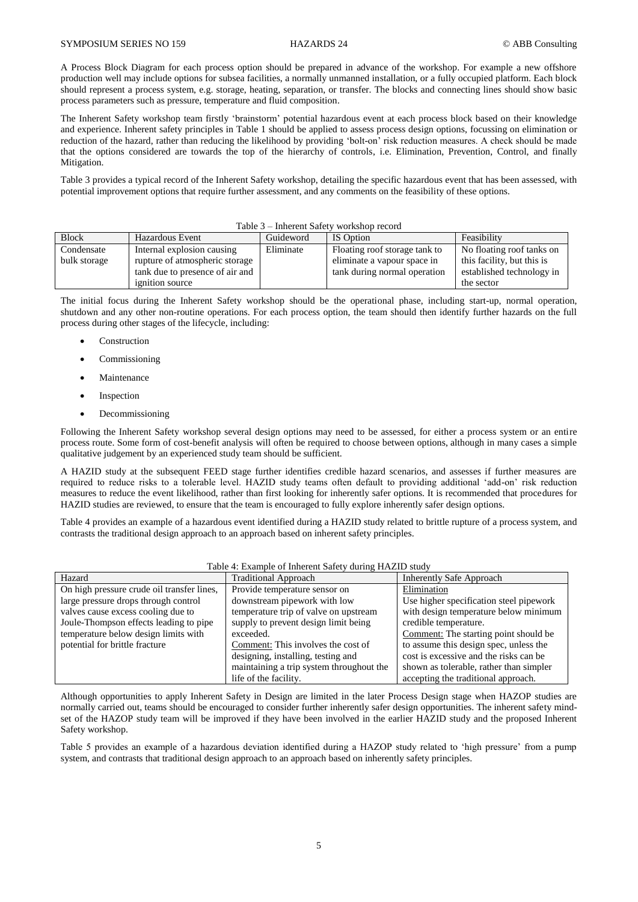A Process Block Diagram for each process option should be prepared in advance of the workshop. For example a new offshore production well may include options for subsea facilities, a normally unmanned installation, or a fully occupied platform. Each block should represent a process system, e.g. storage, heating, separation, or transfer. The blocks and connecting lines should show basic process parameters such as pressure, temperature and fluid composition.

The Inherent Safety workshop team firstly 'brainstorm' potential hazardous event at each process block based on their knowledge and experience. Inherent safety principles in Table 1 should be applied to assess process design options, focussing on elimination or reduction of the hazard, rather than reducing the likelihood by providing 'bolt-on' risk reduction measures. A check should be made that the options considered are towards the top of the hierarchy of controls, i.e. Elimination, Prevention, Control, and finally Mitigation.

Table 3 provides a typical record of the Inherent Safety workshop, detailing the specific hazardous event that has been assessed, with potential improvement options that require further assessment, and any comments on the feasibility of these options.

Table 3 – Inherent Safety workshop record

| Block | Hazardous Event | Guideword | IS Option | Feasibility |
|---|---|---|---|---|
| Condensate bulk storage | Internal explosion causing rupture of atmospheric storage tank due to presence of air and ignition source | Eliminate | Floating roof storage tank to eliminate a vapour space in tank during normal operation | No floating roof tanks on this facility, but this is established technology in the sector |

The initial focus during the Inherent Safety workshop should be the operational phase, including start-up, normal operation, shutdown and any other non-routine operations. For each process option, the team should then identify further hazards on the full process during other stages of the lifecycle, including:

- Construction
- Commissioning
- Maintenance
- Inspection
- Decommissioning

Following the Inherent Safety workshop several design options may need to be assessed, for either a process system or an entire process route. Some form of cost-benefit analysis will often be required to choose between options, although in many cases a simple qualitative judgement by an experienced study team should be sufficient.

A HAZID study at the subsequent FEED stage further identifies credible hazard scenarios, and assesses if further measures are required to reduce risks to a tolerable level. HAZID study teams often default to providing additional 'add-on' risk reduction measures to reduce the event likelihood, rather than first looking for inherently safer options. It is recommended that procedures for HAZID studies are reviewed, to ensure that the team is encouraged to fully explore inherently safer design options.

Table 4 provides an example of a hazardous event identified during a HAZID study related to brittle rupture of a process system, and contrasts the traditional design approach to an approach based on inherent safety principles.

Table 4: Example of Inherent Safety during HAZID study

| Hazard | Traditional Approach | Inherently Safe Approach |
|---|---|---|
| On high pressure crude oil transfer lines, large pressure drops through control valves cause excess cooling due to Joule-Thompson effects leading to pipe temperature below design limits with potential for brittle fracture | Provide temperature sensor on downstream pipework with low temperature trip of valve on upstream supply to prevent design limit being exceeded.<br>Comment: This involves the cost of designing, installing, testing and maintaining a trip system throughout the life of the facility. | Elimination<br>Use higher specification steel pipework with design temperature below minimum credible temperature.<br>Comment: The starting point should be to assume this design spec, unless the cost is excessive and the risks can be shown as tolerable, rather than simpler accepting the traditional approach. |

Although opportunities to apply Inherent Safety in Design are limited in the later Process Design stage when HAZOP studies are normally carried out, teams should be encouraged to consider further inherently safer design opportunities. The inherent safety mind-set of the HAZOP study team will be improved if they have been involved in the earlier HAZID study and the proposed Inherent Safety workshop.

Table 5 provides an example of a hazardous deviation identified during a HAZOP study related to 'high pressure' from a pump system, and contrasts that traditional design approach to an approach based on inherently safety principles.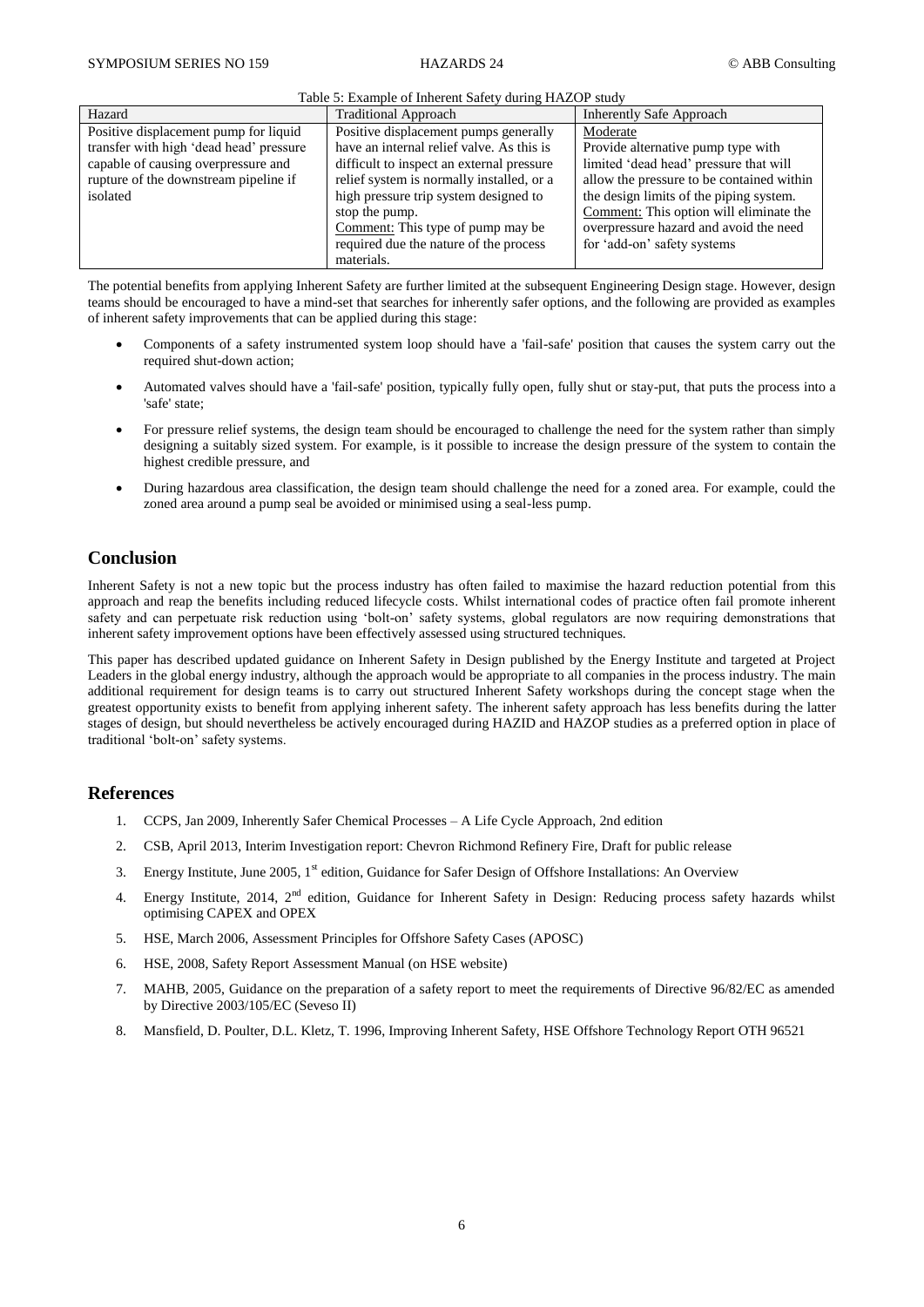Table 5: Example of Inherent Safety during HAZOP study

| Hazard | Traditional Approach | Inherently Safe Approach |
|---|---|---|
| Positive displacement pump for liquid transfer with high 'dead head' pressure capable of causing overpressure and rupture of the downstream pipeline if isolated | Positive displacement pumps generally have an internal relief valve. As this is difficult to inspect an external pressure relief system is normally installed, or a high pressure trip system designed to stop the pump.<br>Comment: This type of pump may be required due the nature of the process materials. | Moderate<br>Provide alternative pump type with limited 'dead head' pressure that will allow the pressure to be contained within the design limits of the piping system.<br>Comment: This option will eliminate the overpressure hazard and avoid the need for 'add-on' safety systems |

The potential benefits from applying Inherent Safety are further limited at the subsequent Engineering Design stage. However, design teams should be encouraged to have a mind-set that searches for inherently safer options, and the following are provided as examples of inherent safety improvements that can be applied during this stage:

- Components of a safety instrumented system loop should have a 'fail-safe' position that causes the system carry out the required shut-down action;
- Automated valves should have a 'fail-safe' position, typically fully open, fully shut or stay-put, that puts the process into a 'safe' state;
- For pressure relief systems, the design team should be encouraged to challenge the need for the system rather than simply designing a suitably sized system. For example, is it possible to increase the design pressure of the system to contain the highest credible pressure, and
- During hazardous area classification, the design team should challenge the need for a zoned area. For example, could the zoned area around a pump seal be avoided or minimised using a seal-less pump.

## Conclusion

Inherent Safety is not a new topic but the process industry has often failed to maximise the hazard reduction potential from this approach and reap the benefits including reduced lifecycle costs. Whilst international codes of practice often fail promote inherent safety and can perpetuate risk reduction using 'bolt-on' safety systems, global regulators are now requiring demonstrations that inherent safety improvement options have been effectively assessed using structured techniques.

This paper has described updated guidance on Inherent Safety in Design published by the Energy Institute and targeted at Project Leaders in the global energy industry, although the approach would be appropriate to all companies in the process industry. The main additional requirement for design teams is to carry out structured Inherent Safety workshops during the concept stage when the greatest opportunity exists to benefit from applying inherent safety. The inherent safety approach has less benefits during the latter stages of design, but should nevertheless be actively encouraged during HAZID and HAZOP studies as a preferred option in place of traditional 'bolt-on' safety systems.

## References

1. CCPS, Jan 2009, Inherently Safer Chemical Processes – A Life Cycle Approach, 2nd edition
2. CSB, April 2013, Interim Investigation report: Chevron Richmond Refinery Fire, Draft for public release
3. Energy Institute, June 2005, 1st edition, Guidance for Safer Design of Offshore Installations: An Overview
4. Energy Institute, 2014, 2nd edition, Guidance for Inherent Safety in Design: Reducing process safety hazards whilst optimising CAPEX and OPEX
5. HSE, March 2006, Assessment Principles for Offshore Safety Cases (APOSC)
6. HSE, 2008, Safety Report Assessment Manual (on HSE website)
7. MAHB, 2005, Guidance on the preparation of a safety report to meet the requirements of Directive 96/82/EC as amended by Directive 2003/105/EC (Seveso II)
8. Mansfield, D. Poulter, D.L. Kletz, T. 1996, Improving Inherent Safety, HSE Offshore Technology Report OTH 96521